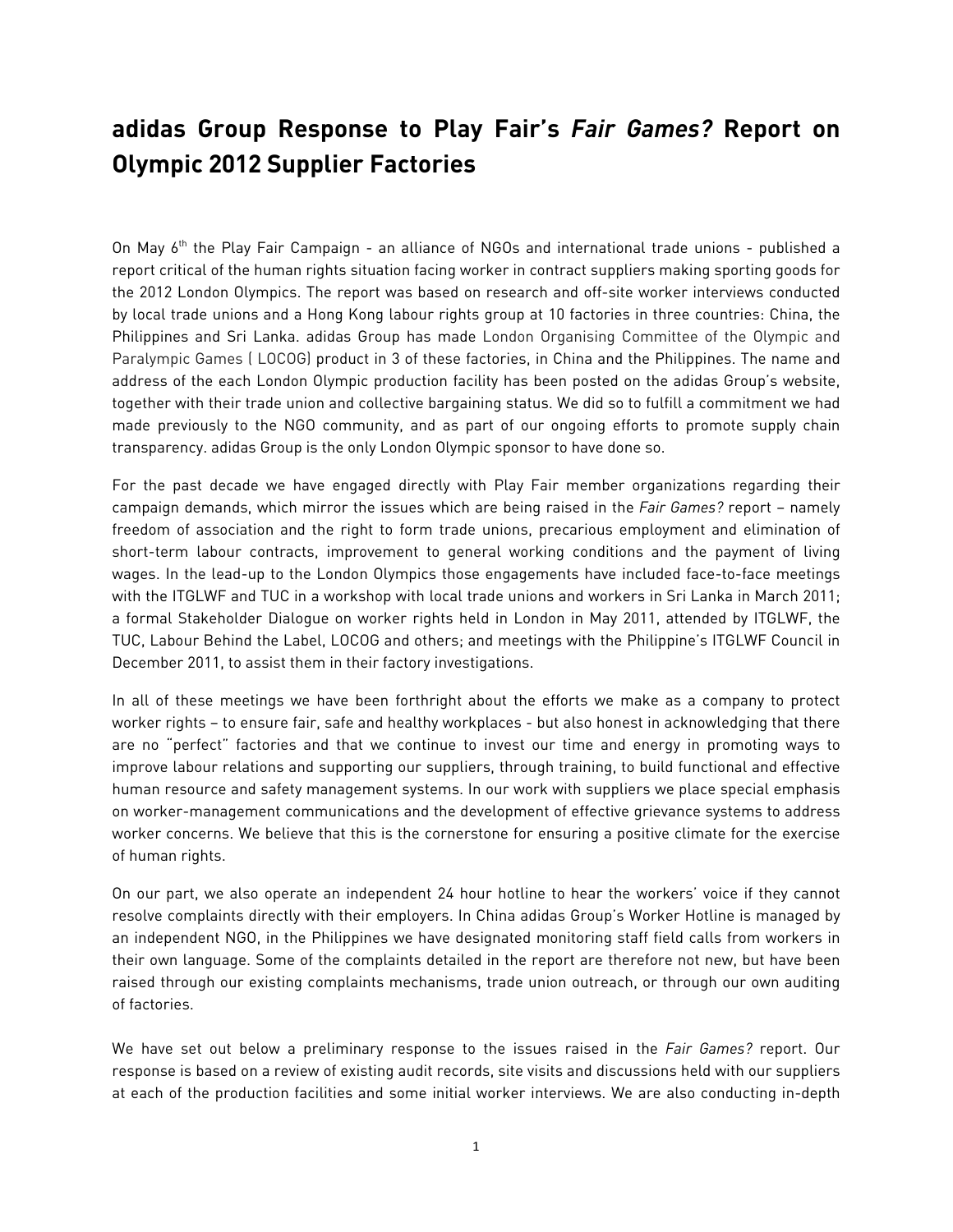# adidas Group Response to Play Fair's *Fair Games?* Report on Olympic 2012 Supplier Factories

On May 6th the Play Fair Campaign - an alliance of NGOs and international trade unions - published a report critical of the human rights situation facing worker in contract suppliers making sporting goods for the 2012 London Olympics. The report was based on research and off-site worker interviews conducted by local trade unions and a Hong Kong labour rights group at 10 factories in three countries: China, the Philippines and Sri Lanka. adidas Group has made London Organising Committee of the Olympic and Paralympic Games ( LOCOG) product in 3 of these factories, in China and the Philippines. The name and address of the each London Olympic production facility has been posted on the adidas Group's website, together with their trade union and collective bargaining status. We did so to fulfill a commitment we had made previously to the NGO community, and as part of our ongoing efforts to promote supply chain transparency. adidas Group is the only London Olympic sponsor to have done so.

For the past decade we have engaged directly with Play Fair member organizations regarding their campaign demands, which mirror the issues which are being raised in the *Fair Games?* report – namely freedom of association and the right to form trade unions, precarious employment and elimination of short-term labour contracts, improvement to general working conditions and the payment of living wages. In the lead-up to the London Olympics those engagements have included face-to-face meetings with the ITGLWF and TUC in a workshop with local trade unions and workers in Sri Lanka in March 2011; a formal Stakeholder Dialogue on worker rights held in London in May 2011, attended by ITGLWF, the TUC, Labour Behind the Label, LOCOG and others; and meetings with the Philippine's ITGLWF Council in December 2011, to assist them in their factory investigations.

In all of these meetings we have been forthright about the efforts we make as a company to protect worker rights – to ensure fair, safe and healthy workplaces - but also honest in acknowledging that there are no "perfect" factories and that we continue to invest our time and energy in promoting ways to improve labour relations and supporting our suppliers, through training, to build functional and effective human resource and safety management systems. In our work with suppliers we place special emphasis on worker-management communications and the development of effective grievance systems to address worker concerns. We believe that this is the cornerstone for ensuring a positive climate for the exercise of human rights.

On our part, we also operate an independent 24 hour hotline to hear the workers' voice if they cannot resolve complaints directly with their employers. In China adidas Group's Worker Hotline is managed by an independent NGO, in the Philippines we have designated monitoring staff field calls from workers in their own language. Some of the complaints detailed in the report are therefore not new, but have been raised through our existing complaints mechanisms, trade union outreach, or through our own auditing of factories.

We have set out below a preliminary response to the issues raised in the *Fair Games?* report. Our response is based on a review of existing audit records, site visits and discussions held with our suppliers at each of the production facilities and some initial worker interviews. We are also conducting in-depth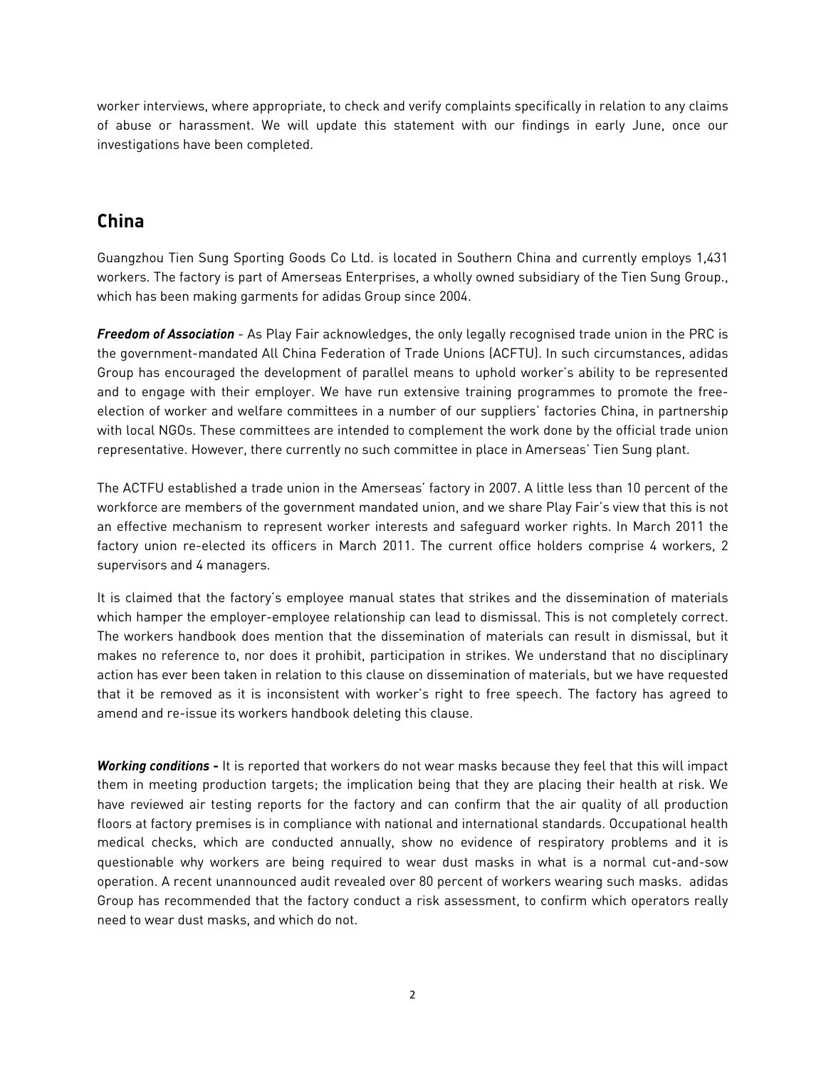worker interviews, where appropriate, to check and verify complaints specifically in relation to any claims of abuse or harassment. We will update this statement with our findings in early June, once our investigations have been completed.

## China

Guangzhou Tien Sung Sporting Goods Co Ltd. is located in Southern China and currently employs 1,431 workers. The factory is part of Amerseas Enterprises, a wholly owned subsidiary of the Tien Sung Group., which has been making garments for adidas Group since 2004.

***Freedom of Association*** - As Play Fair acknowledges, the only legally recognised trade union in the PRC is the government-mandated All China Federation of Trade Unions (ACFTU). In such circumstances, adidas Group has encouraged the development of parallel means to uphold worker's ability to be represented and to engage with their employer. We have run extensive training programmes to promote the free-election of worker and welfare committees in a number of our suppliers' factories China, in partnership with local NGOs. These committees are intended to complement the work done by the official trade union representative. However, there currently no such committee in place in Amerseas' Tien Sung plant.

The ACTFU established a trade union in the Amerseas' factory in 2007. A little less than 10 percent of the workforce are members of the government mandated union, and we share Play Fair's view that this is not an effective mechanism to represent worker interests and safeguard worker rights. In March 2011 the factory union re-elected its officers in March 2011. The current office holders comprise 4 workers, 2 supervisors and 4 managers.

It is claimed that the factory's employee manual states that strikes and the dissemination of materials which hamper the employer-employee relationship can lead to dismissal. This is not completely correct. The workers handbook does mention that the dissemination of materials can result in dismissal, but it makes no reference to, nor does it prohibit, participation in strikes. We understand that no disciplinary action has ever been taken in relation to this clause on dissemination of materials, but we have requested that it be removed as it is inconsistent with worker's right to free speech. The factory has agreed to amend and re-issue its workers handbook deleting this clause.

***Working conditions -*** It is reported that workers do not wear masks because they feel that this will impact them in meeting production targets; the implication being that they are placing their health at risk. We have reviewed air testing reports for the factory and can confirm that the air quality of all production floors at factory premises is in compliance with national and international standards. Occupational health medical checks, which are conducted annually, show no evidence of respiratory problems and it is questionable why workers are being required to wear dust masks in what is a normal cut-and-sow operation. A recent unannounced audit revealed over 80 percent of workers wearing such masks. adidas Group has recommended that the factory conduct a risk assessment, to confirm which operators really need to wear dust masks, and which do not.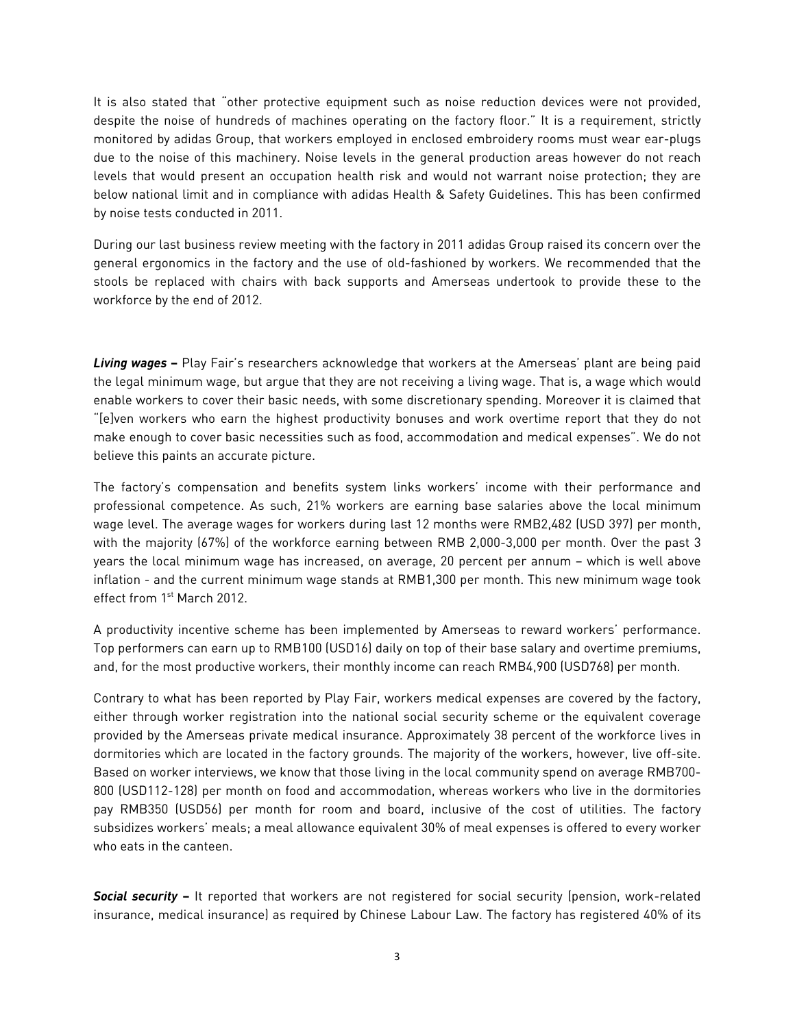It is also stated that "other protective equipment such as noise reduction devices were not provided, despite the noise of hundreds of machines operating on the factory floor." It is a requirement, strictly monitored by adidas Group, that workers employed in enclosed embroidery rooms must wear ear-plugs due to the noise of this machinery. Noise levels in the general production areas however do not reach levels that would present an occupation health risk and would not warrant noise protection; they are below national limit and in compliance with adidas Health & Safety Guidelines. This has been confirmed by noise tests conducted in 2011.

During our last business review meeting with the factory in 2011 adidas Group raised its concern over the general ergonomics in the factory and the use of old-fashioned by workers. We recommended that the stools be replaced with chairs with back supports and Amerseas undertook to provide these to the workforce by the end of 2012.

***Living wages –*** Play Fair's researchers acknowledge that workers at the Amerseas' plant are being paid the legal minimum wage, but argue that they are not receiving a living wage. That is, a wage which would enable workers to cover their basic needs, with some discretionary spending. Moreover it is claimed that "[e]ven workers who earn the highest productivity bonuses and work overtime report that they do not make enough to cover basic necessities such as food, accommodation and medical expenses". We do not believe this paints an accurate picture.

The factory's compensation and benefits system links workers' income with their performance and professional competence. As such, 21% workers are earning base salaries above the local minimum wage level. The average wages for workers during last 12 months were RMB2,482 (USD 397) per month, with the majority (67%) of the workforce earning between RMB 2,000-3,000 per month. Over the past 3 years the local minimum wage has increased, on average, 20 percent per annum – which is well above inflation - and the current minimum wage stands at RMB1,300 per month. This new minimum wage took effect from 1st March 2012.

A productivity incentive scheme has been implemented by Amerseas to reward workers' performance. Top performers can earn up to RMB100 (USD16) daily on top of their base salary and overtime premiums, and, for the most productive workers, their monthly income can reach RMB4,900 (USD768) per month.

Contrary to what has been reported by Play Fair, workers medical expenses are covered by the factory, either through worker registration into the national social security scheme or the equivalent coverage provided by the Amerseas private medical insurance. Approximately 38 percent of the workforce lives in dormitories which are located in the factory grounds. The majority of the workers, however, live off-site. Based on worker interviews, we know that those living in the local community spend on average RMB700-800 (USD112-128) per month on food and accommodation, whereas workers who live in the dormitories pay RMB350 (USD56) per month for room and board, inclusive of the cost of utilities. The factory subsidizes workers' meals; a meal allowance equivalent 30% of meal expenses is offered to every worker who eats in the canteen.

***Social security –*** It reported that workers are not registered for social security (pension, work-related insurance, medical insurance) as required by Chinese Labour Law. The factory has registered 40% of its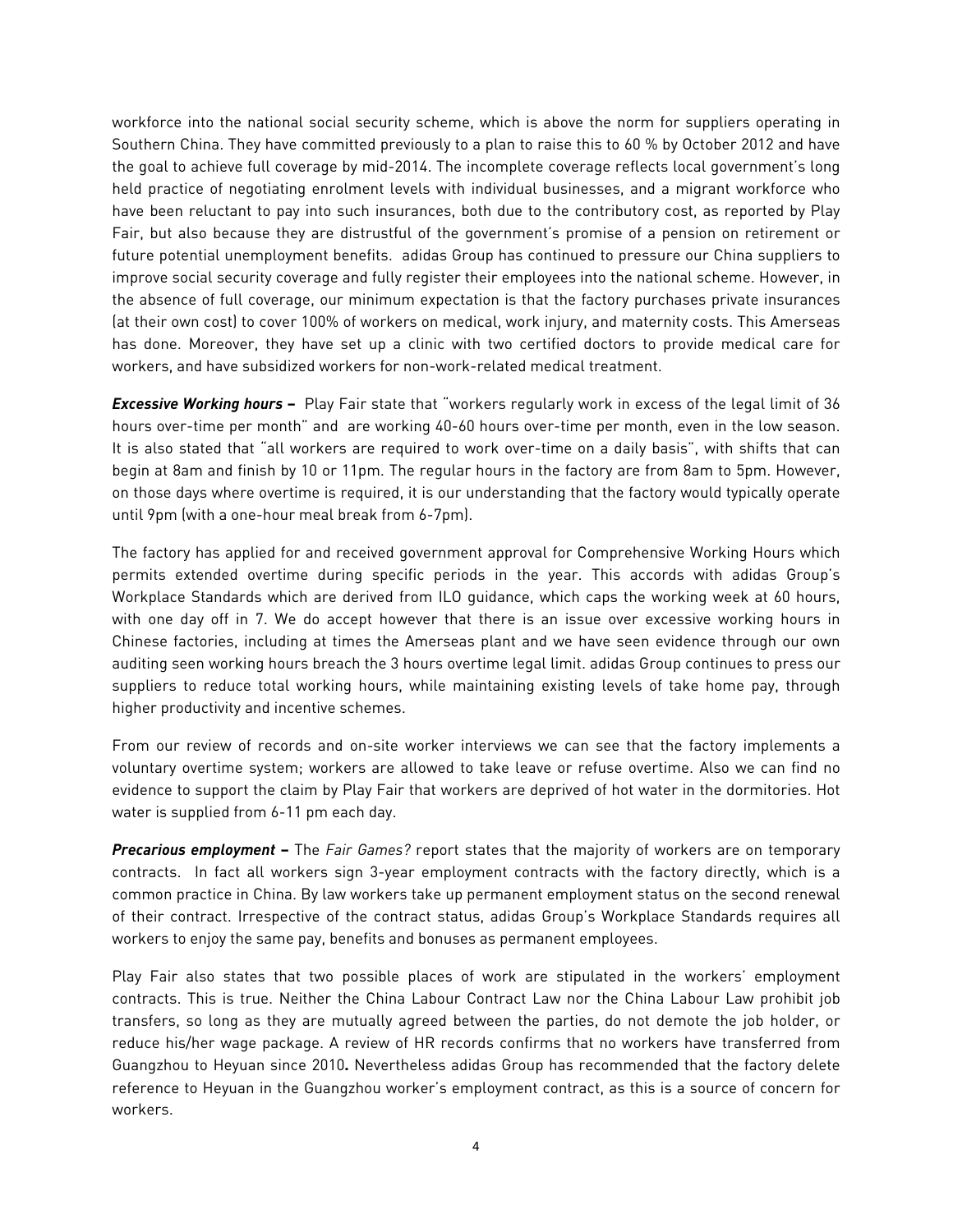workforce into the national social security scheme, which is above the norm for suppliers operating in Southern China. They have committed previously to a plan to raise this to 60 % by October 2012 and have the goal to achieve full coverage by mid-2014. The incomplete coverage reflects local government's long held practice of negotiating enrolment levels with individual businesses, and a migrant workforce who have been reluctant to pay into such insurances, both due to the contributory cost, as reported by Play Fair, but also because they are distrustful of the government's promise of a pension on retirement or future potential unemployment benefits. adidas Group has continued to pressure our China suppliers to improve social security coverage and fully register their employees into the national scheme. However, in the absence of full coverage, our minimum expectation is that the factory purchases private insurances (at their own cost) to cover 100% of workers on medical, work injury, and maternity costs. This Amerseas has done. Moreover, they have set up a clinic with two certified doctors to provide medical care for workers, and have subsidized workers for non-work-related medical treatment.

***Excessive Working hours –*** Play Fair state that "workers regularly work in excess of the legal limit of 36 hours over-time per month" and are working 40-60 hours over-time per month, even in the low season. It is also stated that "all workers are required to work over-time on a daily basis", with shifts that can begin at 8am and finish by 10 or 11pm. The regular hours in the factory are from 8am to 5pm. However, on those days where overtime is required, it is our understanding that the factory would typically operate until 9pm (with a one-hour meal break from 6-7pm).

The factory has applied for and received government approval for Comprehensive Working Hours which permits extended overtime during specific periods in the year. This accords with adidas Group's Workplace Standards which are derived from ILO guidance, which caps the working week at 60 hours, with one day off in 7. We do accept however that there is an issue over excessive working hours in Chinese factories, including at times the Amerseas plant and we have seen evidence through our own auditing seen working hours breach the 3 hours overtime legal limit. adidas Group continues to press our suppliers to reduce total working hours, while maintaining existing levels of take home pay, through higher productivity and incentive schemes.

From our review of records and on-site worker interviews we can see that the factory implements a voluntary overtime system; workers are allowed to take leave or refuse overtime. Also we can find no evidence to support the claim by Play Fair that workers are deprived of hot water in the dormitories. Hot water is supplied from 6-11 pm each day.

***Precarious employment –*** The *Fair Games?* report states that the majority of workers are on temporary contracts. In fact all workers sign 3-year employment contracts with the factory directly, which is a common practice in China. By law workers take up permanent employment status on the second renewal of their contract. Irrespective of the contract status, adidas Group's Workplace Standards requires all workers to enjoy the same pay, benefits and bonuses as permanent employees.

Play Fair also states that two possible places of work are stipulated in the workers' employment contracts. This is true. Neither the China Labour Contract Law nor the China Labour Law prohibit job transfers, so long as they are mutually agreed between the parties, do not demote the job holder, or reduce his/her wage package. A review of HR records confirms that no workers have transferred from Guangzhou to Heyuan since 2010**.** Nevertheless adidas Group has recommended that the factory delete reference to Heyuan in the Guangzhou worker's employment contract, as this is a source of concern for workers.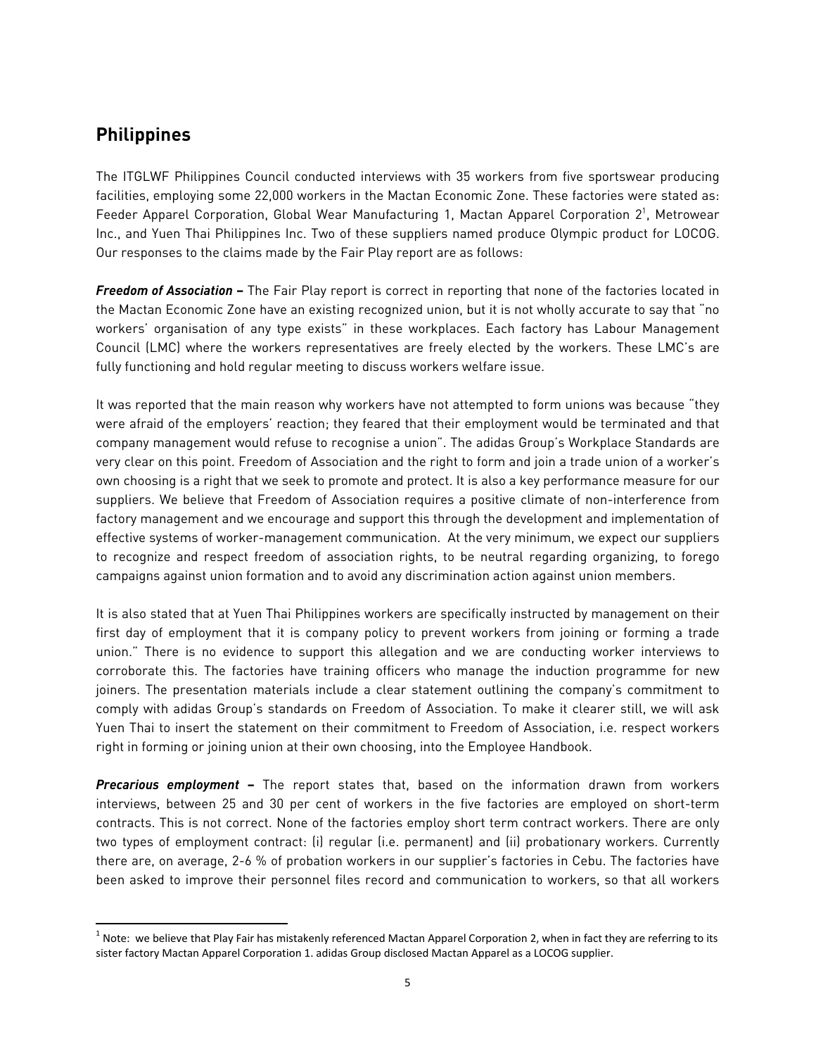## Philippines

The ITGLWF Philippines Council conducted interviews with 35 workers from five sportswear producing facilities, employing some 22,000 workers in the Mactan Economic Zone. These factories were stated as: Feeder Apparel Corporation, Global Wear Manufacturing 1, Mactan Apparel Corporation 2[1], Metrowear Inc., and Yuen Thai Philippines Inc. Two of these suppliers named produce Olympic product for LOCOG. Our responses to the claims made by the Fair Play report are as follows:

***Freedom of Association –*** The Fair Play report is correct in reporting that none of the factories located in the Mactan Economic Zone have an existing recognized union, but it is not wholly accurate to say that "no workers' organisation of any type exists" in these workplaces. Each factory has Labour Management Council (LMC) where the workers representatives are freely elected by the workers. These LMC's are fully functioning and hold regular meeting to discuss workers welfare issue.

It was reported that the main reason why workers have not attempted to form unions was because "they were afraid of the employers' reaction; they feared that their employment would be terminated and that company management would refuse to recognise a union". The adidas Group's Workplace Standards are very clear on this point. Freedom of Association and the right to form and join a trade union of a worker's own choosing is a right that we seek to promote and protect. It is also a key performance measure for our suppliers. We believe that Freedom of Association requires a positive climate of non-interference from factory management and we encourage and support this through the development and implementation of effective systems of worker-management communication. At the very minimum, we expect our suppliers to recognize and respect freedom of association rights, to be neutral regarding organizing, to forego campaigns against union formation and to avoid any discrimination action against union members.

It is also stated that at Yuen Thai Philippines workers are specifically instructed by management on their first day of employment that it is company policy to prevent workers from joining or forming a trade union." There is no evidence to support this allegation and we are conducting worker interviews to corroborate this. The factories have training officers who manage the induction programme for new joiners. The presentation materials include a clear statement outlining the company's commitment to comply with adidas Group's standards on Freedom of Association. To make it clearer still, we will ask Yuen Thai to insert the statement on their commitment to Freedom of Association, i.e. respect workers right in forming or joining union at their own choosing, into the Employee Handbook.

***Precarious employment –*** The report states that, based on the information drawn from workers interviews, between 25 and 30 per cent of workers in the five factories are employed on short-term contracts. This is not correct. None of the factories employ short term contract workers. There are only two types of employment contract: (i) regular (i.e. permanent) and (ii) probationary workers. Currently there are, on average, 2-6 % of probation workers in our supplier's factories in Cebu. The factories have been asked to improve their personnel files record and communication to workers, so that all workers

[1] Note: we believe that Play Fair has mistakenly referenced Mactan Apparel Corporation 2, when in fact they are referring to its sister factory Mactan Apparel Corporation 1. adidas Group disclosed Mactan Apparel as a LOCOG supplier.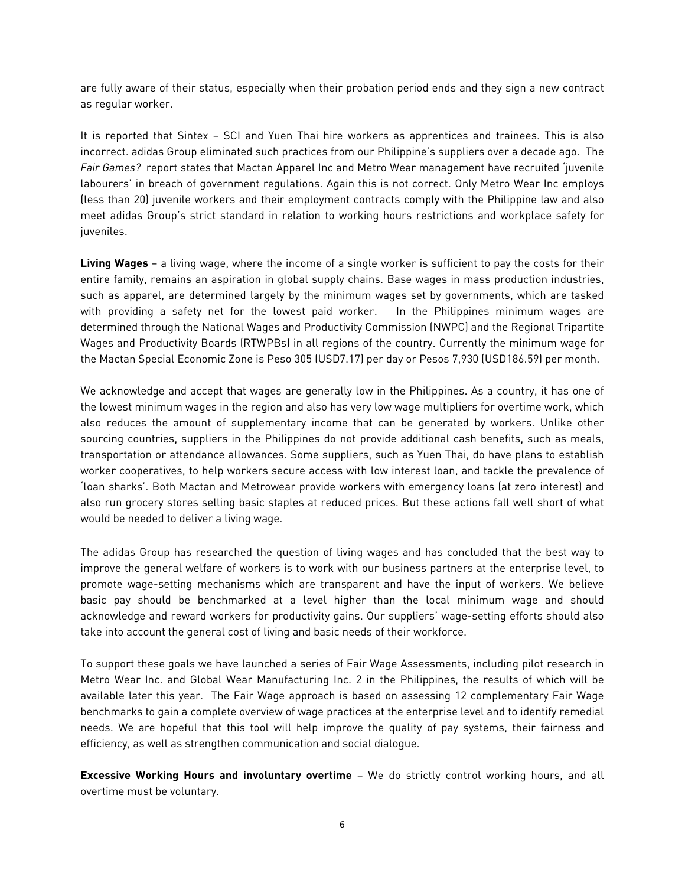are fully aware of their status, especially when their probation period ends and they sign a new contract as regular worker.

It is reported that Sintex – SCI and Yuen Thai hire workers as apprentices and trainees. This is also incorrect. adidas Group eliminated such practices from our Philippine's suppliers over a decade ago. The *Fair Games?* report states that Mactan Apparel Inc and Metro Wear management have recruited 'juvenile labourers' in breach of government regulations. Again this is not correct. Only Metro Wear Inc employs (less than 20) juvenile workers and their employment contracts comply with the Philippine law and also meet adidas Group's strict standard in relation to working hours restrictions and workplace safety for juveniles.

**Living Wages** – a living wage, where the income of a single worker is sufficient to pay the costs for their entire family, remains an aspiration in global supply chains. Base wages in mass production industries, such as apparel, are determined largely by the minimum wages set by governments, which are tasked with providing a safety net for the lowest paid worker. In the Philippines minimum wages are determined through the National Wages and Productivity Commission (NWPC) and the Regional Tripartite Wages and Productivity Boards (RTWPBs) in all regions of the country. Currently the minimum wage for the Mactan Special Economic Zone is Peso 305 (USD7.17) per day or Pesos 7,930 (USD186.59) per month.

We acknowledge and accept that wages are generally low in the Philippines. As a country, it has one of the lowest minimum wages in the region and also has very low wage multipliers for overtime work, which also reduces the amount of supplementary income that can be generated by workers. Unlike other sourcing countries, suppliers in the Philippines do not provide additional cash benefits, such as meals, transportation or attendance allowances. Some suppliers, such as Yuen Thai, do have plans to establish worker cooperatives, to help workers secure access with low interest loan, and tackle the prevalence of 'loan sharks'. Both Mactan and Metrowear provide workers with emergency loans (at zero interest) and also run grocery stores selling basic staples at reduced prices. But these actions fall well short of what would be needed to deliver a living wage.

The adidas Group has researched the question of living wages and has concluded that the best way to improve the general welfare of workers is to work with our business partners at the enterprise level, to promote wage-setting mechanisms which are transparent and have the input of workers. We believe basic pay should be benchmarked at a level higher than the local minimum wage and should acknowledge and reward workers for productivity gains. Our suppliers' wage-setting efforts should also take into account the general cost of living and basic needs of their workforce.

To support these goals we have launched a series of Fair Wage Assessments, including pilot research in Metro Wear Inc. and Global Wear Manufacturing Inc. 2 in the Philippines, the results of which will be available later this year. The Fair Wage approach is based on assessing 12 complementary Fair Wage benchmarks to gain a complete overview of wage practices at the enterprise level and to identify remedial needs. We are hopeful that this tool will help improve the quality of pay systems, their fairness and efficiency, as well as strengthen communication and social dialogue.

**Excessive Working Hours and involuntary overtime** – We do strictly control working hours, and all overtime must be voluntary.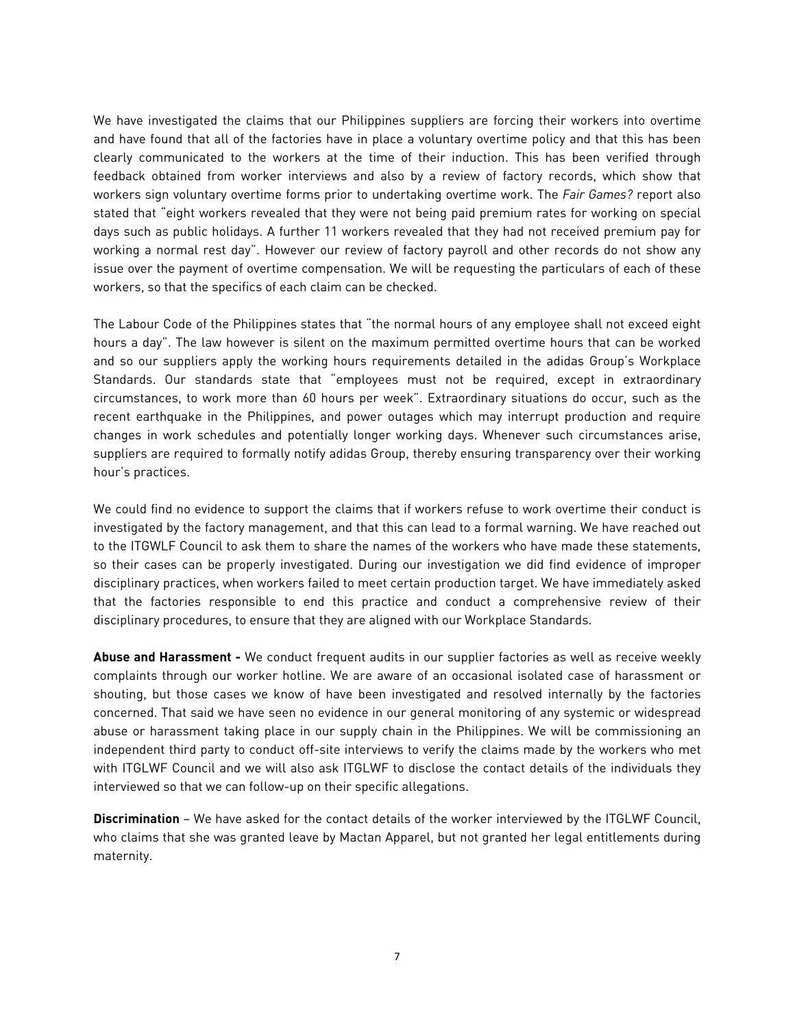We have investigated the claims that our Philippines suppliers are forcing their workers into overtime and have found that all of the factories have in place a voluntary overtime policy and that this has been clearly communicated to the workers at the time of their induction. This has been verified through feedback obtained from worker interviews and also by a review of factory records, which show that workers sign voluntary overtime forms prior to undertaking overtime work. The *Fair Games?* report also stated that "eight workers revealed that they were not being paid premium rates for working on special days such as public holidays. A further 11 workers revealed that they had not received premium pay for working a normal rest day". However our review of factory payroll and other records do not show any issue over the payment of overtime compensation. We will be requesting the particulars of each of these workers, so that the specifics of each claim can be checked.

The Labour Code of the Philippines states that "the normal hours of any employee shall not exceed eight hours a day". The law however is silent on the maximum permitted overtime hours that can be worked and so our suppliers apply the working hours requirements detailed in the adidas Group's Workplace Standards. Our standards state that "employees must not be required, except in extraordinary circumstances, to work more than 60 hours per week". Extraordinary situations do occur, such as the recent earthquake in the Philippines, and power outages which may interrupt production and require changes in work schedules and potentially longer working days. Whenever such circumstances arise, suppliers are required to formally notify adidas Group, thereby ensuring transparency over their working hour's practices.

We could find no evidence to support the claims that if workers refuse to work overtime their conduct is investigated by the factory management, and that this can lead to a formal warning. We have reached out to the ITGWLF Council to ask them to share the names of the workers who have made these statements, so their cases can be properly investigated. During our investigation we did find evidence of improper disciplinary practices, when workers failed to meet certain production target. We have immediately asked that the factories responsible to end this practice and conduct a comprehensive review of their disciplinary procedures, to ensure that they are aligned with our Workplace Standards.

**Abuse and Harassment -** We conduct frequent audits in our supplier factories as well as receive weekly complaints through our worker hotline. We are aware of an occasional isolated case of harassment or shouting, but those cases we know of have been investigated and resolved internally by the factories concerned. That said we have seen no evidence in our general monitoring of any systemic or widespread abuse or harassment taking place in our supply chain in the Philippines. We will be commissioning an independent third party to conduct off-site interviews to verify the claims made by the workers who met with ITGLWF Council and we will also ask ITGLWF to disclose the contact details of the individuals they interviewed so that we can follow-up on their specific allegations.

**Discrimination** – We have asked for the contact details of the worker interviewed by the ITGLWF Council, who claims that she was granted leave by Mactan Apparel, but not granted her legal entitlements during maternity.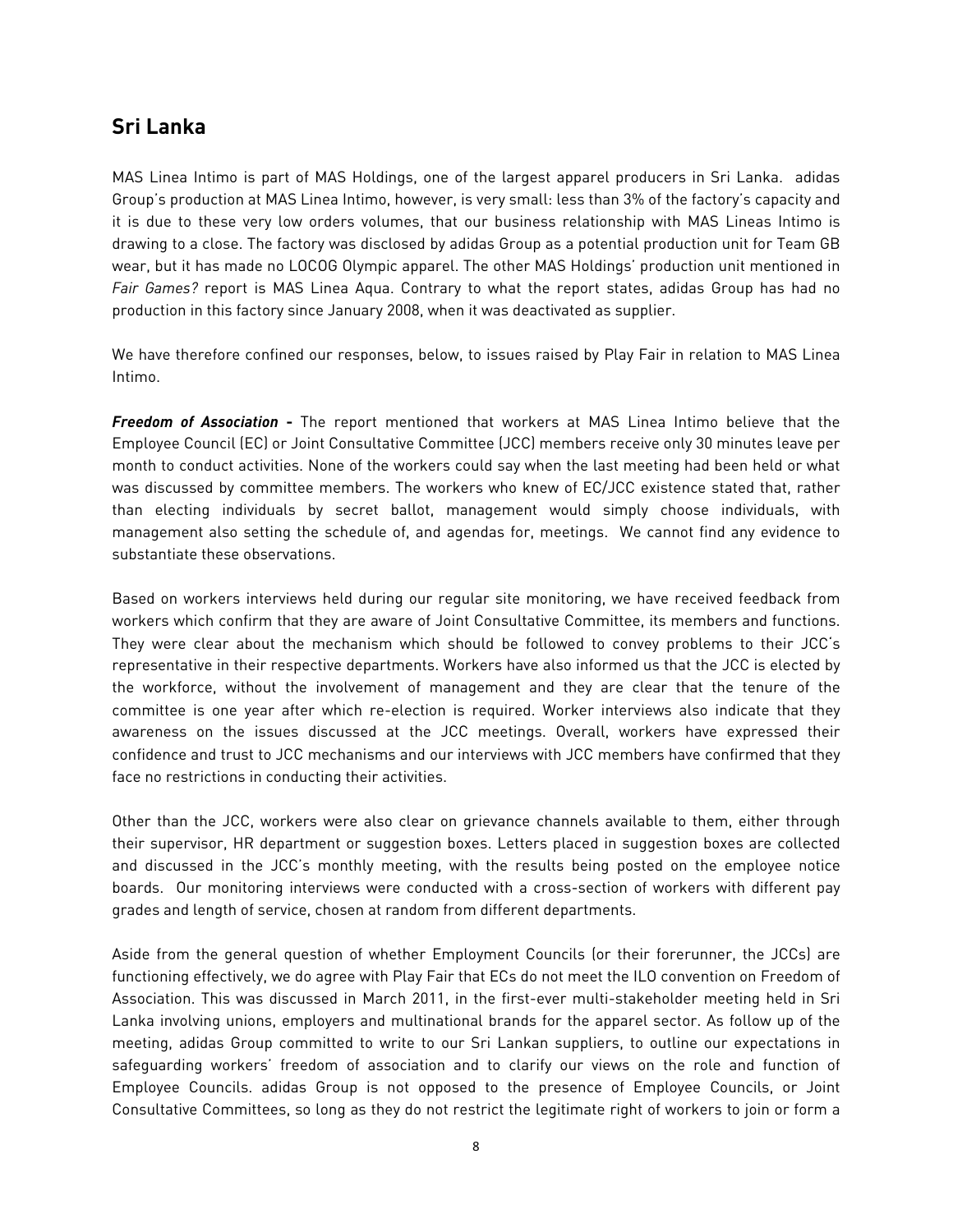## Sri Lanka

MAS Linea Intimo is part of MAS Holdings, one of the largest apparel producers in Sri Lanka. adidas Group's production at MAS Linea Intimo, however, is very small: less than 3% of the factory's capacity and it is due to these very low orders volumes, that our business relationship with MAS Lineas Intimo is drawing to a close. The factory was disclosed by adidas Group as a potential production unit for Team GB wear, but it has made no LOCOG Olympic apparel. The other MAS Holdings' production unit mentioned in *Fair Games?* report is MAS Linea Aqua. Contrary to what the report states, adidas Group has had no production in this factory since January 2008, when it was deactivated as supplier.

We have therefore confined our responses, below, to issues raised by Play Fair in relation to MAS Linea Intimo.

***Freedom of Association -*** The report mentioned that workers at MAS Linea Intimo believe that the Employee Council (EC) or Joint Consultative Committee (JCC) members receive only 30 minutes leave per month to conduct activities. None of the workers could say when the last meeting had been held or what was discussed by committee members. The workers who knew of EC/JCC existence stated that, rather than electing individuals by secret ballot, management would simply choose individuals, with management also setting the schedule of, and agendas for, meetings. We cannot find any evidence to substantiate these observations.

Based on workers interviews held during our regular site monitoring, we have received feedback from workers which confirm that they are aware of Joint Consultative Committee, its members and functions. They were clear about the mechanism which should be followed to convey problems to their JCC's representative in their respective departments. Workers have also informed us that the JCC is elected by the workforce, without the involvement of management and they are clear that the tenure of the committee is one year after which re-election is required. Worker interviews also indicate that they awareness on the issues discussed at the JCC meetings. Overall, workers have expressed their confidence and trust to JCC mechanisms and our interviews with JCC members have confirmed that they face no restrictions in conducting their activities.

Other than the JCC, workers were also clear on grievance channels available to them, either through their supervisor, HR department or suggestion boxes. Letters placed in suggestion boxes are collected and discussed in the JCC's monthly meeting, with the results being posted on the employee notice boards. Our monitoring interviews were conducted with a cross-section of workers with different pay grades and length of service, chosen at random from different departments.

Aside from the general question of whether Employment Councils (or their forerunner, the JCCs) are functioning effectively, we do agree with Play Fair that ECs do not meet the ILO convention on Freedom of Association. This was discussed in March 2011, in the first-ever multi-stakeholder meeting held in Sri Lanka involving unions, employers and multinational brands for the apparel sector. As follow up of the meeting, adidas Group committed to write to our Sri Lankan suppliers, to outline our expectations in safeguarding workers' freedom of association and to clarify our views on the role and function of Employee Councils. adidas Group is not opposed to the presence of Employee Councils, or Joint Consultative Committees, so long as they do not restrict the legitimate right of workers to join or form a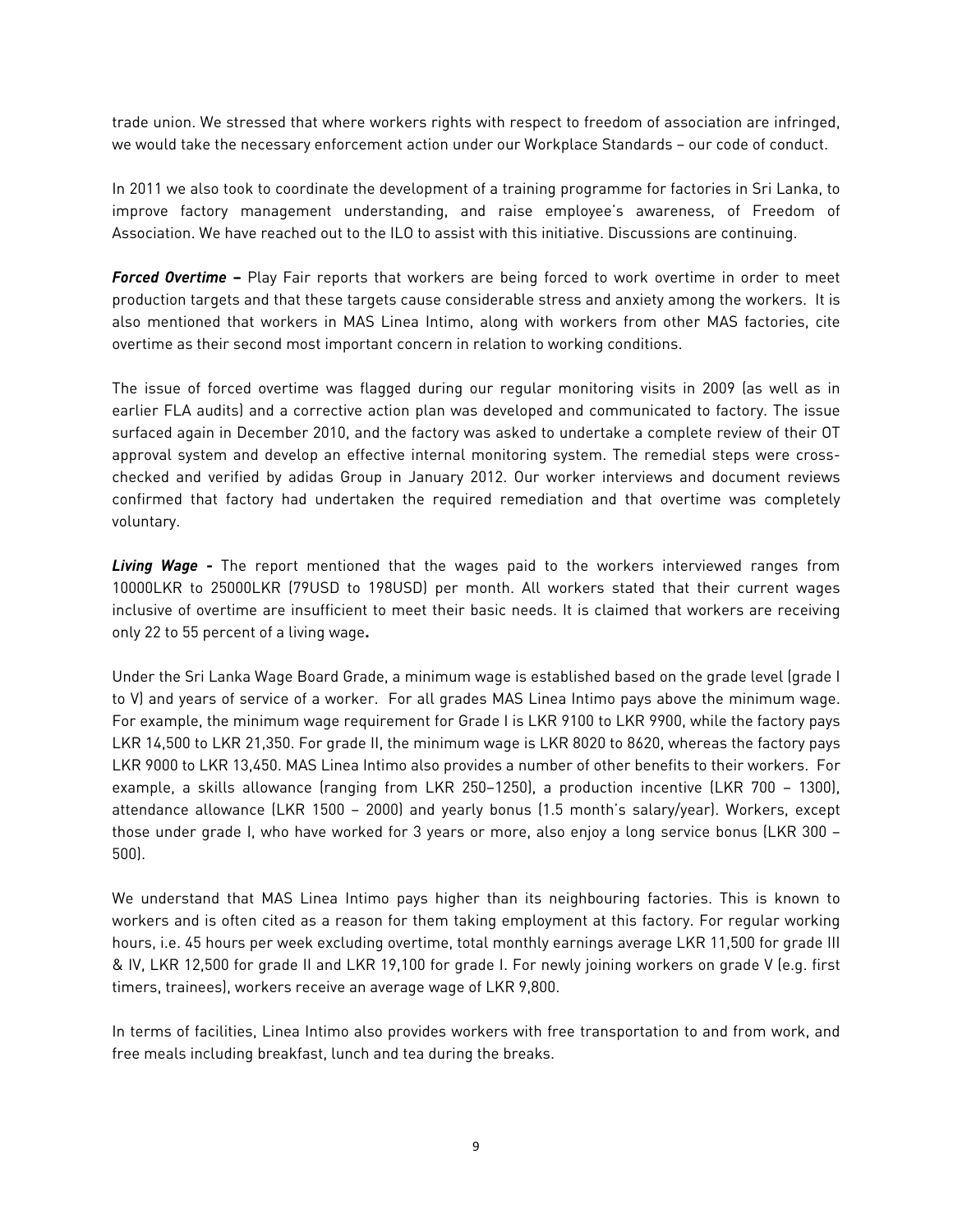trade union. We stressed that where workers rights with respect to freedom of association are infringed, we would take the necessary enforcement action under our Workplace Standards – our code of conduct.

In 2011 we also took to coordinate the development of a training programme for factories in Sri Lanka, to improve factory management understanding, and raise employee's awareness, of Freedom of Association. We have reached out to the ILO to assist with this initiative. Discussions are continuing.

***Forced Overtime –*** Play Fair reports that workers are being forced to work overtime in order to meet production targets and that these targets cause considerable stress and anxiety among the workers. It is also mentioned that workers in MAS Linea Intimo, along with workers from other MAS factories, cite overtime as their second most important concern in relation to working conditions.

The issue of forced overtime was flagged during our regular monitoring visits in 2009 (as well as in earlier FLA audits) and a corrective action plan was developed and communicated to factory. The issue surfaced again in December 2010, and the factory was asked to undertake a complete review of their OT approval system and develop an effective internal monitoring system. The remedial steps were cross-checked and verified by adidas Group in January 2012. Our worker interviews and document reviews confirmed that factory had undertaken the required remediation and that overtime was completely voluntary.

***Living Wage -*** The report mentioned that the wages paid to the workers interviewed ranges from 10000LKR to 25000LKR (79USD to 198USD) per month. All workers stated that their current wages inclusive of overtime are insufficient to meet their basic needs. It is claimed that workers are receiving only 22 to 55 percent of a living wage**.**

Under the Sri Lanka Wage Board Grade, a minimum wage is established based on the grade level (grade I to V) and years of service of a worker. For all grades MAS Linea Intimo pays above the minimum wage. For example, the minimum wage requirement for Grade I is LKR 9100 to LKR 9900, while the factory pays LKR 14,500 to LKR 21,350. For grade II, the minimum wage is LKR 8020 to 8620, whereas the factory pays LKR 9000 to LKR 13,450. MAS Linea Intimo also provides a number of other benefits to their workers. For example, a skills allowance (ranging from LKR 250–1250), a production incentive (LKR 700 – 1300), attendance allowance (LKR 1500 – 2000) and yearly bonus (1.5 month's salary/year). Workers, except those under grade I, who have worked for 3 years or more, also enjoy a long service bonus (LKR 300 – 500).

We understand that MAS Linea Intimo pays higher than its neighbouring factories. This is known to workers and is often cited as a reason for them taking employment at this factory. For regular working hours, i.e. 45 hours per week excluding overtime, total monthly earnings average LKR 11,500 for grade III & IV, LKR 12,500 for grade II and LKR 19,100 for grade I. For newly joining workers on grade V (e.g. first timers, trainees), workers receive an average wage of LKR 9,800.

In terms of facilities, Linea Intimo also provides workers with free transportation to and from work, and free meals including breakfast, lunch and tea during the breaks.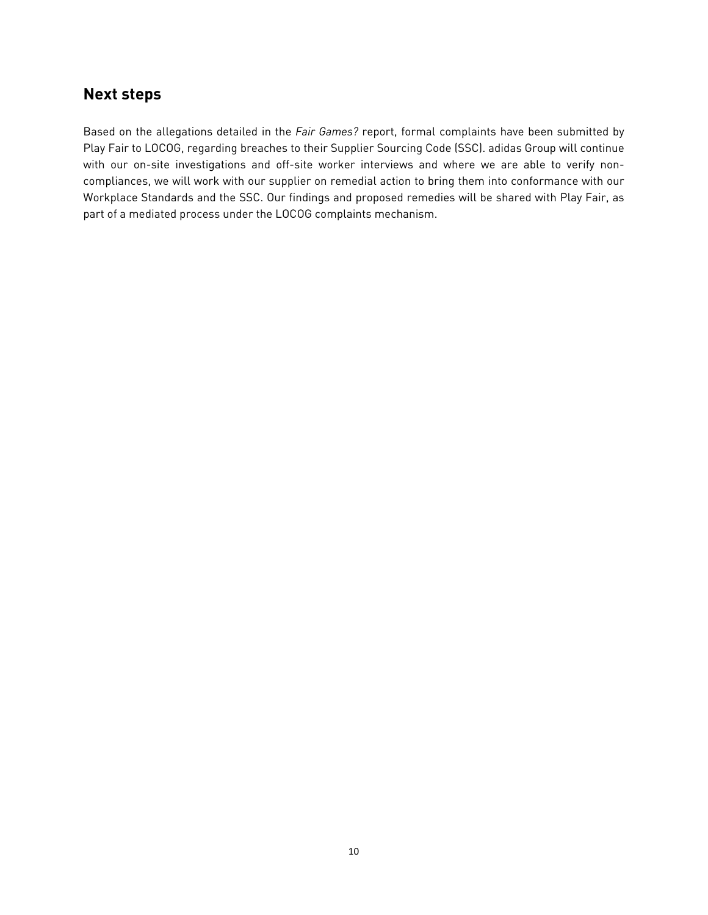## Next steps

Based on the allegations detailed in the *Fair Games?* report, formal complaints have been submitted by Play Fair to LOCOG, regarding breaches to their Supplier Sourcing Code (SSC). adidas Group will continue with our on-site investigations and off-site worker interviews and where we are able to verify non-compliances, we will work with our supplier on remedial action to bring them into conformance with our Workplace Standards and the SSC. Our findings and proposed remedies will be shared with Play Fair, as part of a mediated process under the LOCOG complaints mechanism.